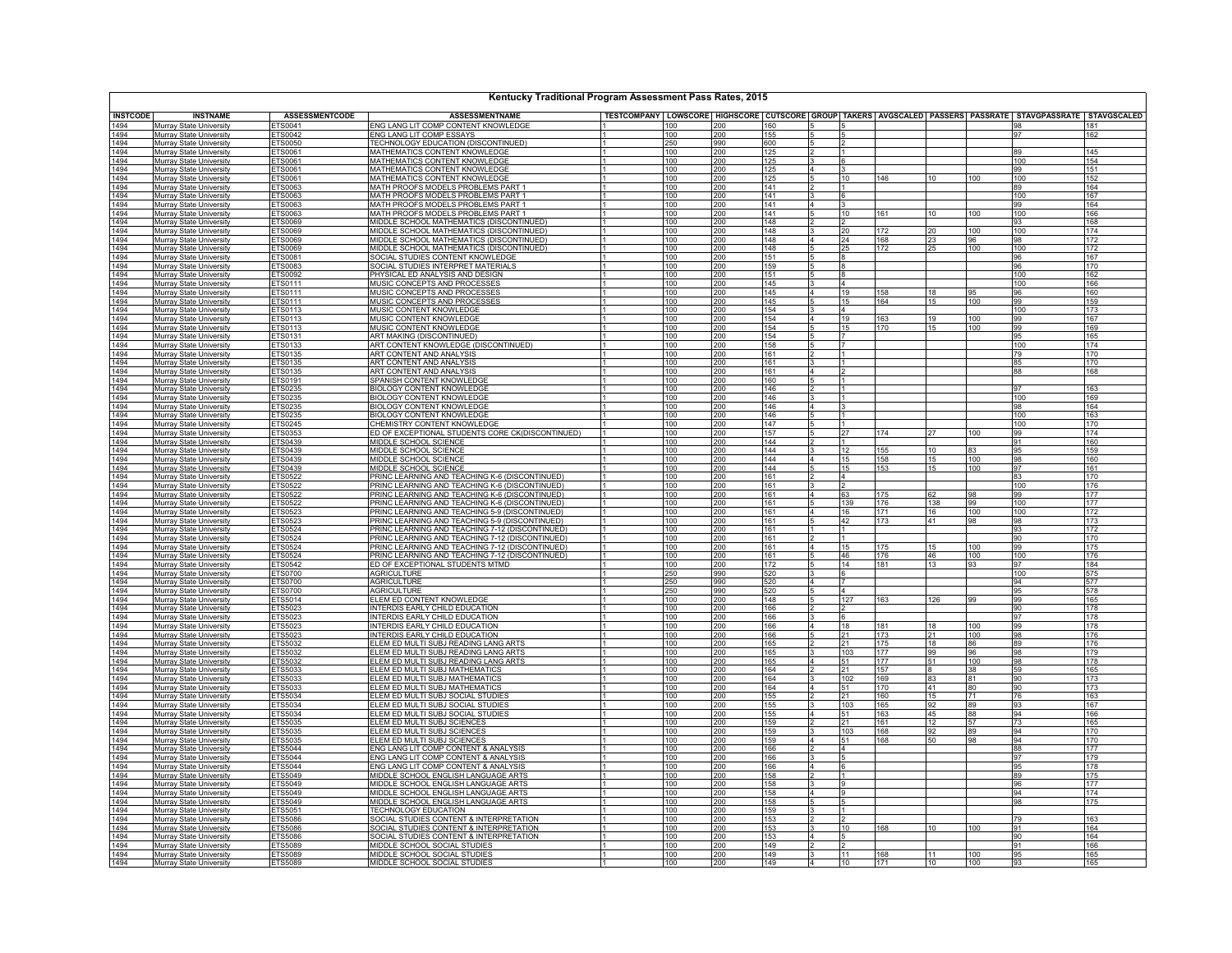# Kentucky Traditional Program Assessment Pass Rates, 2015

| INSTCODE | INSTNAME | ASSESSMENTCODE | ASSESSMENTNAME | TESTCOMPANY | LOWSCORE | HIGHSCORE | CUTSCORE | GROUP | TAKERS | AVGSCALED | PASSERS | PASSRATE | STAVGPASSRATE | STAVGSCALED |
|---|---|---|---|---|---|---|---|---|---|---|---|---|---|---|
| 1494 | Murray State University | ETS0041 | ENG LANG LIT COMP CONTENT KNOWLEDGE | 1 | 100 | 200 | 160 | 5 | 5 | | | | 98 | 181 |
| 1494 | Murray State University | ETS0042 | ENG LANG LIT COMP ESSAYS | 1 | 100 | 200 | 155 | 5 | 5 | | | | 97 | 162 |
| 1494 | Murray State University | ETS0050 | TECHNOLOGY EDUCATION (DISCONTINUED) | 1 | 250 | 990 | 600 | 5 | 2 | | | | | |
| 1494 | Murray State University | ETS0061 | MATHEMATICS CONTENT KNOWLEDGE | 1 | 100 | 200 | 125 | 2 | 1 | | | | 89 | 145 |
| 1494 | Murray State University | ETS0061 | MATHEMATICS CONTENT KNOWLEDGE | 1 | 100 | 200 | 125 | 3 | 6 | | | | 100 | 154 |
| 1494 | Murray State University | ETS0061 | MATHEMATICS CONTENT KNOWLEDGE | 1 | 100 | 200 | 125 | 4 | 3 | | | | 99 | 151 |
| 1494 | Murray State University | ETS0061 | MATHEMATICS CONTENT KNOWLEDGE | 1 | 100 | 200 | 125 | 5 | 10 | 146 | 10 | 100 | 100 | 152 |
| 1494 | Murray State University | ETS0063 | MATH PROOFS MODELS PROBLEMS PART 1 | 1 | 100 | 200 | 141 | 2 | 1 | | | | 89 | 164 |
| 1494 | Murray State University | ETS0063 | MATH PROOFS MODELS PROBLEMS PART 1 | 1 | 100 | 200 | 141 | 3 | 6 | | | | 100 | 167 |
| 1494 | Murray State University | ETS0063 | MATH PROOFS MODELS PROBLEMS PART 1 | 1 | 100 | 200 | 141 | 4 | 3 | | | | 99 | 164 |
| 1494 | Murray State University | ETS0063 | MATH PROOFS MODELS PROBLEMS PART 1 | 1 | 100 | 200 | 141 | 5 | 10 | 161 | 10 | 100 | 100 | 166 |
| 1494 | Murray State University | ETS0069 | MIDDLE SCHOOL MATHEMATICS (DISCONTINUED) | 1 | 100 | 200 | 148 | 2 | 2 | | | | 93 | 168 |
| 1494 | Murray State University | ETS0069 | MIDDLE SCHOOL MATHEMATICS (DISCONTINUED) | 1 | 100 | 200 | 148 | 3 | 20 | 172 | 20 | 100 | 100 | 174 |
| 1494 | Murray State University | ETS0069 | MIDDLE SCHOOL MATHEMATICS (DISCONTINUED) | 1 | 100 | 200 | 148 | 4 | 24 | 168 | 23 | 96 | 98 | 172 |
| 1494 | Murray State University | ETS0069 | MIDDLE SCHOOL MATHEMATICS (DISCONTINUED) | 1 | 100 | 200 | 148 | 5 | 25 | 172 | 25 | 100 | 100 | 172 |
| 1494 | Murray State University | ETS0081 | SOCIAL STUDIES CONTENT KNOWLEDGE | 1 | 100 | 200 | 151 | 5 | 8 | | | | 96 | 167 |
| 1494 | Murray State University | ETS0083 | SOCIAL STUDIES INTERPRET MATERIALS | 1 | 100 | 200 | 159 | 5 | 8 | | | | 96 | 170 |
| 1494 | Murray State University | ETS0092 | PHYSICAL ED ANALYSIS AND DESIGN | 1 | 100 | 200 | 151 | 5 | 8 | | | | 100 | 162 |
| 1494 | Murray State University | ETS0111 | MUSIC CONCEPTS AND PROCESSES | 1 | 100 | 200 | 145 | 3 | 4 | | | | 100 | 166 |
| 1494 | Murray State University | ETS0111 | MUSIC CONCEPTS AND PROCESSES | 1 | 100 | 200 | 145 | 4 | 19 | 158 | 18 | 95 | 96 | 160 |
| 1494 | Murray State University | ETS0111 | MUSIC CONCEPTS AND PROCESSES | 1 | 100 | 200 | 145 | 5 | 15 | 164 | 15 | 100 | 99 | 159 |
| 1494 | Murray State University | ETS0113 | MUSIC CONTENT KNOWLEDGE | 1 | 100 | 200 | 154 | 3 | 4 | | | | 100 | 173 |
| 1494 | Murray State University | ETS0113 | MUSIC CONTENT KNOWLEDGE | 1 | 100 | 200 | 154 | 4 | 19 | 163 | 19 | 100 | 99 | 167 |
| 1494 | Murray State University | ETS0113 | MUSIC CONTENT KNOWLEDGE | 1 | 100 | 200 | 154 | 5 | 15 | 170 | 15 | 100 | 99 | 169 |
| 1494 | Murray State University | ETS0131 | ART MAKING (DISCONTINUED) | 1 | 100 | 200 | 154 | 5 | 7 | | | | 95 | 165 |
| 1494 | Murray State University | ETS0133 | ART CONTENT KNOWLEDGE (DISCONTINUED) | 1 | 100 | 200 | 158 | 5 | 7 | | | | 100 | 174 |
| 1494 | Murray State University | ETS0135 | ART CONTENT AND ANALYSIS | 1 | 100 | 200 | 161 | 2 | 1 | | | | 79 | 170 |
| 1494 | Murray State University | ETS0135 | ART CONTENT AND ANALYSIS | 1 | 100 | 200 | 161 | 3 | 1 | | | | 85 | 170 |
| 1494 | Murray State University | ETS0135 | ART CONTENT AND ANALYSIS | 1 | 100 | 200 | 161 | 4 | 2 | | | | 88 | 168 |
| 1494 | Murray State University | ETS0191 | SPANISH CONTENT KNOWLEDGE | 1 | 100 | 200 | 160 | 5 | 1 | | | | | |
| 1494 | Murray State University | ETS0235 | BIOLOGY CONTENT KNOWLEDGE | 1 | 100 | 200 | 146 | 2 | 1 | | | | 97 | 163 |
| 1494 | Murray State University | ETS0235 | BIOLOGY CONTENT KNOWLEDGE | 1 | 100 | 200 | 146 | 3 | 1 | | | | 100 | 169 |
| 1494 | Murray State University | ETS0235 | BIOLOGY CONTENT KNOWLEDGE | 1 | 100 | 200 | 146 | 4 | 3 | | | | 98 | 164 |
| 1494 | Murray State University | ETS0235 | BIOLOGY CONTENT KNOWLEDGE | 1 | 100 | 200 | 146 | 5 | 1 | | | | 100 | 163 |
| 1494 | Murray State University | ETS0245 | CHEMISTRY CONTENT KNOWLEDGE | 1 | 100 | 200 | 147 | 5 | 1 | | | | 100 | 170 |
| 1494 | Murray State University | ETS0353 | ED OF EXCEPTIONAL STUDENTS CORE CK(DISCONTINUED) | 1 | 100 | 200 | 157 | 5 | 27 | 174 | 27 | 100 | 99 | 174 |
| 1494 | Murray State University | ETS0439 | MIDDLE SCHOOL SCIENCE | 1 | 100 | 200 | 144 | 2 | 1 | | | | 91 | 160 |
| 1494 | Murray State University | ETS0439 | MIDDLE SCHOOL SCIENCE | 1 | 100 | 200 | 144 | 3 | 12 | 155 | 10 | 83 | 95 | 159 |
| 1494 | Murray State University | ETS0439 | MIDDLE SCHOOL SCIENCE | 1 | 100 | 200 | 144 | 4 | 15 | 158 | 15 | 100 | 98 | 160 |
| 1494 | Murray State University | ETS0439 | MIDDLE SCHOOL SCIENCE | 1 | 100 | 200 | 144 | 5 | 15 | 153 | 15 | 100 | 97 | 161 |
| 1494 | Murray State University | ETS0522 | PRINC LEARNING AND TEACHING K-6 (DISCONTINUED) | 1 | 100 | 200 | 161 | 2 | 4 | | | | 83 | 170 |
| 1494 | Murray State University | ETS0522 | PRINC LEARNING AND TEACHING K-6 (DISCONTINUED) | 1 | 100 | 200 | 161 | 3 | 2 | | | | 100 | 176 |
| 1494 | Murray State University | ETS0522 | PRINC LEARNING AND TEACHING K-6 (DISCONTINUED) | 1 | 100 | 200 | 161 | 4 | 63 | 175 | 62 | 98 | 99 | 177 |
| 1494 | Murray State University | ETS0522 | PRINC LEARNING AND TEACHING K-6 (DISCONTINUED) | 1 | 100 | 200 | 161 | 5 | 139 | 176 | 138 | 99 | 100 | 177 |
| 1494 | Murray State University | ETS0523 | PRINC LEARNING AND TEACHING 5-9 (DISCONTINUED) | 1 | 100 | 200 | 161 | 4 | 16 | 171 | 16 | 100 | 100 | 172 |
| 1494 | Murray State University | ETS0523 | PRINC LEARNING AND TEACHING 5-9 (DISCONTINUED) | 1 | 100 | 200 | 161 | 5 | 42 | 173 | 41 | 98 | 98 | 173 |
| 1494 | Murray State University | ETS0524 | PRINC LEARNING AND TEACHING 7-12 (DISCONTINUED) | 1 | 100 | 200 | 161 | 1 | 1 | | | | 93 | 172 |
| 1494 | Murray State University | ETS0524 | PRINC LEARNING AND TEACHING 7-12 (DISCONTINUED) | 1 | 100 | 200 | 161 | 2 | 1 | | | | 90 | 170 |
| 1494 | Murray State University | ETS0524 | PRINC LEARNING AND TEACHING 7-12 (DISCONTINUED) | 1 | 100 | 200 | 161 | 4 | 15 | 175 | 15 | 100 | 99 | 175 |
| 1494 | Murray State University | ETS0524 | PRINC LEARNING AND TEACHING 7-12 (DISCONTINUED) | 1 | 100 | 200 | 161 | 5 | 46 | 176 | 46 | 100 | 100 | 176 |
| 1494 | Murray State University | ETS0542 | ED OF EXCEPTIONAL STUDENTS MTMD | 1 | 100 | 200 | 172 | 5 | 14 | 181 | 13 | 93 | 97 | 184 |
| 1494 | Murray State University | ETS0700 | AGRICULTURE | 1 | 250 | 990 | 520 | 3 | 6 | | | | 100 | 575 |
| 1494 | Murray State University | ETS0700 | AGRICULTURE | 1 | 250 | 990 | 520 | 4 | 7 | | | | 94 | 577 |
| 1494 | Murray State University | ETS0700 | AGRICULTURE | 1 | 250 | 990 | 520 | 5 | 4 | | | | 95 | 578 |
| 1494 | Murray State University | ETS5014 | ELEM ED CONTENT KNOWLEDGE | 1 | 100 | 200 | 148 | 5 | 127 | 163 | 126 | 99 | 99 | 165 |
| 1494 | Murray State University | ETS5023 | INTERDIS EARLY CHILD EDUCATION | 1 | 100 | 200 | 166 | 2 | 2 | | | | 90 | 178 |
| 1494 | Murray State University | ETS5023 | INTERDIS EARLY CHILD EDUCATION | 1 | 100 | 200 | 166 | 3 | 6 | | | | 97 | 178 |
| 1494 | Murray State University | ETS5023 | INTERDIS EARLY CHILD EDUCATION | 1 | 100 | 200 | 166 | 4 | 18 | 181 | 18 | 100 | 99 | 178 |
| 1494 | Murray State University | ETS5023 | INTERDIS EARLY CHILD EDUCATION | 1 | 100 | 200 | 166 | 5 | 21 | 173 | 21 | 100 | 98 | 176 |
| 1494 | Murray State University | ETS5032 | ELEM ED MULTI SUBJ READING LANG ARTS | 1 | 100 | 200 | 165 | 2 | 21 | 175 | 18 | 86 | 89 | 176 |
| 1494 | Murray State University | ETS5032 | ELEM ED MULTI SUBJ READING LANG ARTS | 1 | 100 | 200 | 165 | 3 | 103 | 177 | 99 | 96 | 98 | 179 |
| 1494 | Murray State University | ETS5032 | ELEM ED MULTI SUBJ READING LANG ARTS | 1 | 100 | 200 | 165 | 4 | 51 | 177 | 51 | 100 | 98 | 178 |
| 1494 | Murray State University | ETS5033 | ELEM ED MULTI SUBJ MATHEMATICS | 1 | 100 | 200 | 164 | 2 | 21 | 157 | 8 | 38 | 59 | 165 |
| 1494 | Murray State University | ETS5033 | ELEM ED MULTI SUBJ MATHEMATICS | 1 | 100 | 200 | 164 | 3 | 102 | 169 | 83 | 81 | 90 | 173 |
| 1494 | Murray State University | ETS5033 | ELEM ED MULTI SUBJ MATHEMATICS | 1 | 100 | 200 | 164 | 4 | 51 | 170 | 41 | 80 | 90 | 173 |
| 1494 | Murray State University | ETS5034 | ELEM ED MULTI SUBJ SOCIAL STUDIES | 1 | 100 | 200 | 155 | 2 | 21 | 160 | 15 | 71 | 76 | 163 |
| 1494 | Murray State University | ETS5034 | ELEM ED MULTI SUBJ SOCIAL STUDIES | 1 | 100 | 200 | 155 | 3 | 103 | 165 | 92 | 89 | 93 | 167 |
| 1494 | Murray State University | ETS5034 | ELEM ED MULTI SUBJ SOCIAL STUDIES | 1 | 100 | 200 | 155 | 4 | 51 | 163 | 45 | 88 | 94 | 166 |
| 1494 | Murray State University | ETS5035 | ELEM ED MULTI SUBJ SCIENCES | 1 | 100 | 200 | 159 | 2 | 21 | 161 | 12 | 57 | 73 | 165 |
| 1494 | Murray State University | ETS5035 | ELEM ED MULTI SUBJ SCIENCES | 1 | 100 | 200 | 159 | 3 | 103 | 168 | 92 | 89 | 94 | 170 |
| 1494 | Murray State University | ETS5035 | ELEM ED MULTI SUBJ SCIENCES | 1 | 100 | 200 | 159 | 4 | 51 | 168 | 50 | 98 | 94 | 170 |
| 1494 | Murray State University | ETS5044 | ENG LANG LIT COMP CONTENT & ANALYSIS | 1 | 100 | 200 | 166 | 2 | 4 | | | | 88 | 177 |
| 1494 | Murray State University | ETS5044 | ENG LANG LIT COMP CONTENT & ANALYSIS | 1 | 100 | 200 | 166 | 3 | 5 | | | | 97 | 179 |
| 1494 | Murray State University | ETS5044 | ENG LANG LIT COMP CONTENT & ANALYSIS | 1 | 100 | 200 | 166 | 4 | 6 | | | | 95 | 178 |
| 1494 | Murray State University | ETS5049 | MIDDLE SCHOOL ENGLISH LANGUAGE ARTS | 1 | 100 | 200 | 158 | 2 | 1 | | | | 89 | 175 |
| 1494 | Murray State University | ETS5049 | MIDDLE SCHOOL ENGLISH LANGUAGE ARTS | 1 | 100 | 200 | 158 | 3 | 9 | | | | 96 | 177 |
| 1494 | Murray State University | ETS5049 | MIDDLE SCHOOL ENGLISH LANGUAGE ARTS | 1 | 100 | 200 | 158 | 4 | 9 | | | | 94 | 174 |
| 1494 | Murray State University | ETS5049 | MIDDLE SCHOOL ENGLISH LANGUAGE ARTS | 1 | 100 | 200 | 158 | 5 | 5 | | | | 98 | 175 |
| 1494 | Murray State University | ETS5051 | TECHNOLOGY EDUCATION | 1 | 100 | 200 | 159 | 3 | 1 | | | | | |
| 1494 | Murray State University | ETS5086 | SOCIAL STUDIES CONTENT & INTERPRETATION | 1 | 100 | 200 | 153 | 2 | 2 | | | | 79 | 163 |
| 1494 | Murray State University | ETS5086 | SOCIAL STUDIES CONTENT & INTERPRETATION | 1 | 100 | 200 | 153 | 3 | 10 | 168 | 10 | 100 | 91 | 164 |
| 1494 | Murray State University | ETS5086 | SOCIAL STUDIES CONTENT & INTERPRETATION | 1 | 100 | 200 | 153 | 4 | 5 | | | | 90 | 164 |
| 1494 | Murray State University | ETS5089 | MIDDLE SCHOOL SOCIAL STUDIES | 1 | 100 | 200 | 149 | 2 | 2 | | | | 91 | 166 |
| 1494 | Murray State University | ETS5089 | MIDDLE SCHOOL SOCIAL STUDIES | 1 | 100 | 200 | 149 | 3 | 11 | 168 | 11 | 100 | 95 | 165 |
| 1494 | Murray State University | ETS5089 | MIDDLE SCHOOL SOCIAL STUDIES | 1 | 100 | 200 | 149 | 4 | 10 | 171 | 10 | 100 | 93 | 165 |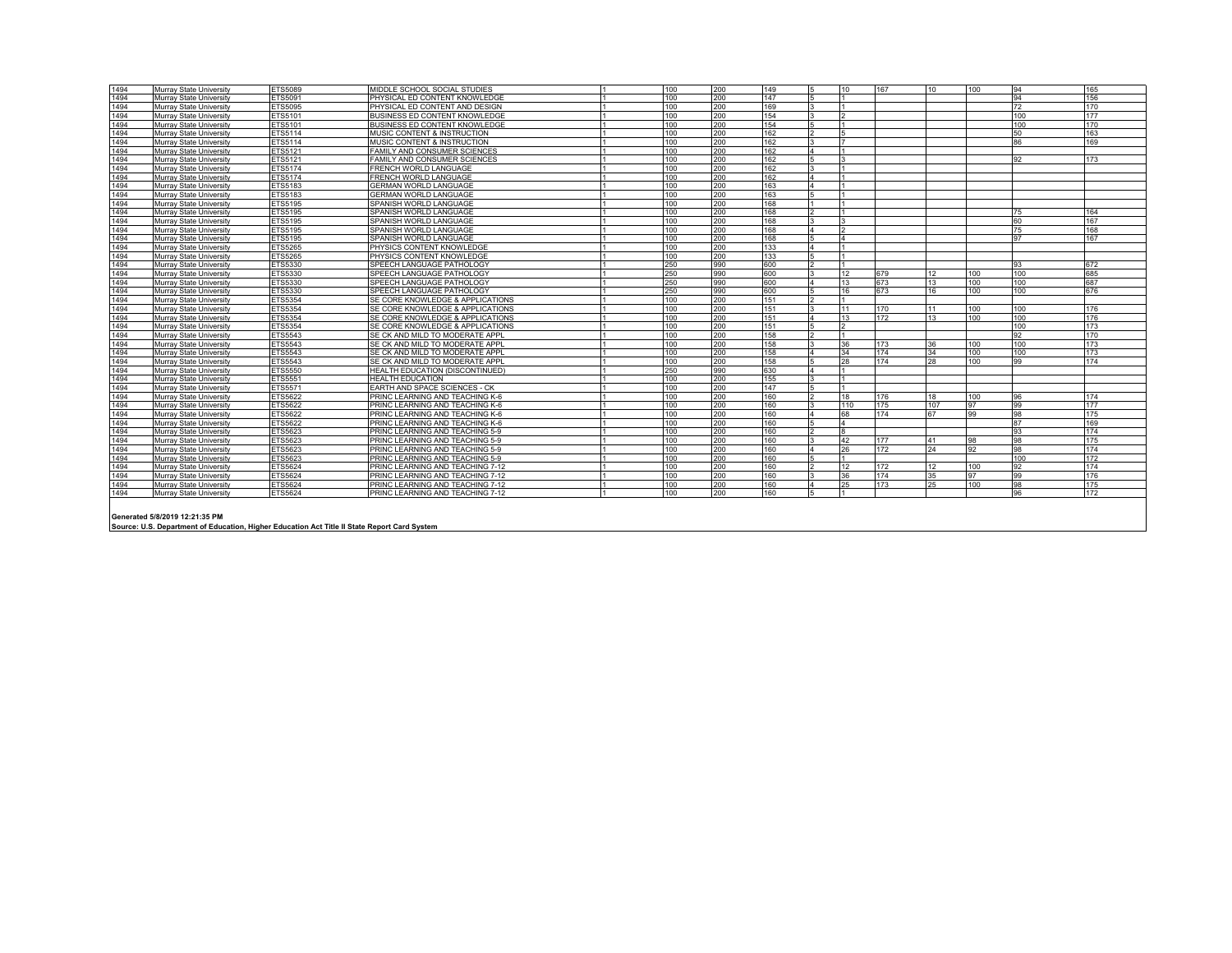| | | | | | | | | | | | | | | |
|---|---|---|---|---|---|---|---|---|---|---|---|---|---|---|
| 1494 | Murray State University | ETS5089 | MIDDLE SCHOOL SOCIAL STUDIES | 1 | 100 | 200 | 149 | 5 | 10 | 167 | 10 | 100 | 94 | 165 |
| 1494 | Murray State University | ETS5091 | PHYSICAL ED CONTENT KNOWLEDGE | 1 | 100 | 200 | 147 | 5 | 1 | | | | 94 | 156 |
| 1494 | Murray State University | ETS5095 | PHYSICAL ED CONTENT AND DESIGN | 1 | 100 | 200 | 169 | 3 | 1 | | | | 72 | 170 |
| 1494 | Murray State University | ETS5101 | BUSINESS ED CONTENT KNOWLEDGE | 1 | 100 | 200 | 154 | 3 | 2 | | | | 100 | 177 |
| 1494 | Murray State University | ETS5101 | BUSINESS ED CONTENT KNOWLEDGE | 1 | 100 | 200 | 154 | 5 | 1 | | | | 100 | 170 |
| 1494 | Murray State University | ETS5114 | MUSIC CONTENT & INSTRUCTION | 1 | 100 | 200 | 162 | 2 | 5 | | | | 50 | 163 |
| 1494 | Murray State University | ETS5114 | MUSIC CONTENT & INSTRUCTION | 1 | 100 | 200 | 162 | 3 | 7 | | | | 86 | 169 |
| 1494 | Murray State University | ETS5121 | FAMILY AND CONSUMER SCIENCES | 1 | 100 | 200 | 162 | 4 | 1 | | | | | |
| 1494 | Murray State University | ETS5121 | FAMILY AND CONSUMER SCIENCES | 1 | 100 | 200 | 162 | 5 | 3 | | | | 92 | 173 |
| 1494 | Murray State University | ETS5174 | FRENCH WORLD LANGUAGE | 1 | 100 | 200 | 162 | 3 | 1 | | | | | |
| 1494 | Murray State University | ETS5174 | FRENCH WORLD LANGUAGE | 1 | 100 | 200 | 162 | 4 | 1 | | | | | |
| 1494 | Murray State University | ETS5183 | GERMAN WORLD LANGUAGE | 1 | 100 | 200 | 163 | 4 | 1 | | | | | |
| 1494 | Murray State University | ETS5183 | GERMAN WORLD LANGUAGE | 1 | 100 | 200 | 163 | 5 | 1 | | | | | |
| 1494 | Murray State University | ETS5195 | SPANISH WORLD LANGUAGE | 1 | 100 | 200 | 168 | 1 | 1 | | | | | |
| 1494 | Murray State University | ETS5195 | SPANISH WORLD LANGUAGE | 1 | 100 | 200 | 168 | 2 | 1 | | | | 75 | 164 |
| 1494 | Murray State University | ETS5195 | SPANISH WORLD LANGUAGE | 1 | 100 | 200 | 168 | 3 | 3 | | | | 60 | 167 |
| 1494 | Murray State University | ETS5195 | SPANISH WORLD LANGUAGE | 1 | 100 | 200 | 168 | 4 | 2 | | | | 75 | 168 |
| 1494 | Murray State University | ETS5195 | SPANISH WORLD LANGUAGE | 1 | 100 | 200 | 168 | 5 | 4 | | | | 97 | 167 |
| 1494 | Murray State University | ETS5265 | PHYSICS CONTENT KNOWLEDGE | 1 | 100 | 200 | 133 | 4 | 1 | | | | | |
| 1494 | Murray State University | ETS5265 | PHYSICS CONTENT KNOWLEDGE | 1 | 100 | 200 | 133 | 5 | 1 | | | | | |
| 1494 | Murray State University | ETS5330 | SPEECH LANGUAGE PATHOLOGY | 1 | 250 | 990 | 600 | 2 | 1 | | | | 93 | 672 |
| 1494 | Murray State University | ETS5330 | SPEECH LANGUAGE PATHOLOGY | 1 | 250 | 990 | 600 | 3 | 12 | 679 | 12 | 100 | 100 | 685 |
| 1494 | Murray State University | ETS5330 | SPEECH LANGUAGE PATHOLOGY | 1 | 250 | 990 | 600 | 4 | 13 | 673 | 13 | 100 | 100 | 687 |
| 1494 | Murray State University | ETS5330 | SPEECH LANGUAGE PATHOLOGY | 1 | 250 | 990 | 600 | 5 | 16 | 673 | 16 | 100 | 100 | 676 |
| 1494 | Murray State University | ETS5354 | SE CORE KNOWLEDGE & APPLICATIONS | 1 | 100 | 200 | 151 | 2 | 1 | | | | | |
| 1494 | Murray State University | ETS5354 | SE CORE KNOWLEDGE & APPLICATIONS | 1 | 100 | 200 | 151 | 3 | 11 | 170 | 11 | 100 | 100 | 176 |
| 1494 | Murray State University | ETS5354 | SE CORE KNOWLEDGE & APPLICATIONS | 1 | 100 | 200 | 151 | 4 | 13 | 172 | 13 | 100 | 100 | 176 |
| 1494 | Murray State University | ETS5354 | SE CORE KNOWLEDGE & APPLICATIONS | 1 | 100 | 200 | 151 | 5 | 2 | | | | 100 | 173 |
| 1494 | Murray State University | ETS5543 | SE CK AND MILD TO MODERATE APPL | 1 | 100 | 200 | 158 | 2 | 1 | | | | 92 | 170 |
| 1494 | Murray State University | ETS5543 | SE CK AND MILD TO MODERATE APPL | 1 | 100 | 200 | 158 | 3 | 36 | 173 | 36 | 100 | 100 | 173 |
| 1494 | Murray State University | ETS5543 | SE CK AND MILD TO MODERATE APPL | 1 | 100 | 200 | 158 | 4 | 34 | 174 | 34 | 100 | 100 | 173 |
| 1494 | Murray State University | ETS5543 | SE CK AND MILD TO MODERATE APPL | 1 | 100 | 200 | 158 | 5 | 28 | 174 | 28 | 100 | 99 | 174 |
| 1494 | Murray State University | ETS5550 | HEALTH EDUCATION (DISCONTINUED) | 1 | 250 | 990 | 630 | 4 | 1 | | | | | |
| 1494 | Murray State University | ETS5551 | HEALTH EDUCATION | 1 | 100 | 200 | 155 | 3 | 1 | | | | | |
| 1494 | Murray State University | ETS5571 | EARTH AND SPACE SCIENCES - CK | 1 | 100 | 200 | 147 | 5 | 1 | | | | | |
| 1494 | Murray State University | ETS5622 | PRINC LEARNING AND TEACHING K-6 | 1 | 100 | 200 | 160 | 2 | 18 | 176 | 18 | 100 | 96 | 174 |
| 1494 | Murray State University | ETS5622 | PRINC LEARNING AND TEACHING K-6 | 1 | 100 | 200 | 160 | 3 | 110 | 175 | 107 | 97 | 99 | 177 |
| 1494 | Murray State University | ETS5622 | PRINC LEARNING AND TEACHING K-6 | 1 | 100 | 200 | 160 | 4 | 68 | 174 | 67 | 99 | 98 | 175 |
| 1494 | Murray State University | ETS5622 | PRINC LEARNING AND TEACHING K-6 | 1 | 100 | 200 | 160 | 5 | 4 | | | | 87 | 169 |
| 1494 | Murray State University | ETS5623 | PRINC LEARNING AND TEACHING 5-9 | 1 | 100 | 200 | 160 | 2 | 8 | | | | 93 | 174 |
| 1494 | Murray State University | ETS5623 | PRINC LEARNING AND TEACHING 5-9 | 1 | 100 | 200 | 160 | 3 | 42 | 177 | 41 | 98 | 98 | 175 |
| 1494 | Murray State University | ETS5623 | PRINC LEARNING AND TEACHING 5-9 | 1 | 100 | 200 | 160 | 4 | 26 | 172 | 24 | 92 | 98 | 174 |
| 1494 | Murray State University | ETS5623 | PRINC LEARNING AND TEACHING 5-9 | 1 | 100 | 200 | 160 | 5 | 1 | | | | 100 | 172 |
| 1494 | Murray State University | ETS5624 | PRINC LEARNING AND TEACHING 7-12 | 1 | 100 | 200 | 160 | 2 | 12 | 172 | 12 | 100 | 92 | 174 |
| 1494 | Murray State University | ETS5624 | PRINC LEARNING AND TEACHING 7-12 | 1 | 100 | 200 | 160 | 3 | 36 | 174 | 35 | 97 | 99 | 176 |
| 1494 | Murray State University | ETS5624 | PRINC LEARNING AND TEACHING 7-12 | 1 | 100 | 200 | 160 | 4 | 25 | 173 | 25 | 100 | 98 | 175 |
| 1494 | Murray State University | ETS5624 | PRINC LEARNING AND TEACHING 7-12 | 1 | 100 | 200 | 160 | 5 | 1 | | | | 96 | 172 |

**Generated 5/8/2019 12:21:35 PM**

**Source: U.S. Department of Education, Higher Education Act Title II State Report Card System**